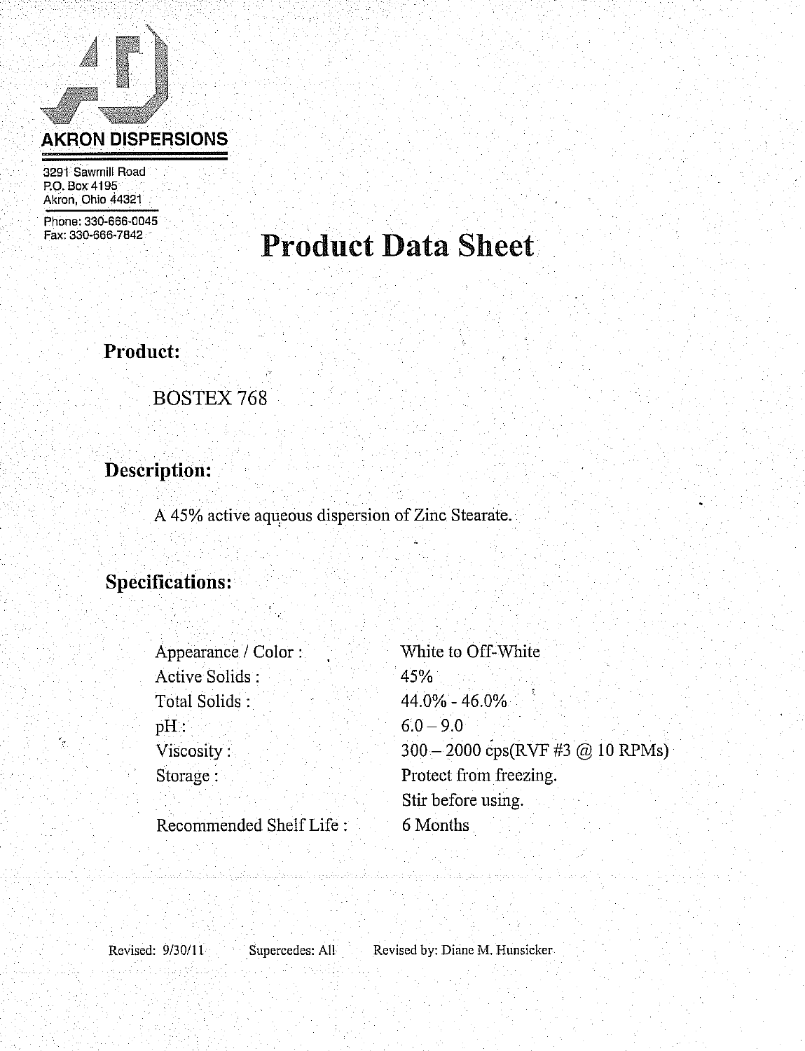**AKRON DISPERSIONS**

3291 Sawmill Road
P.O. Box 4195
Akron, Ohio 44321

Phone: 330-666-0045
Fax: 330-666-7842

# Product Data Sheet

## Product:

BOSTEX 768

## Description:

A 45% active aqueous dispersion of Zinc Stearate.

## Specifications:

| | |
|---|---|
| Appearance / Color : | White to Off-White |
| Active Solids : | 45% |
| Total Solids : | 44.0% - 46.0% |
| pH : | 6.0 – 9.0 |
| Viscosity : | 300 – 2000 cps(RVF #3 @ 10 RPMs) |
| Storage : | Protect from freezing. |
| | Stir before using. |
| Recommended Shelf Life : | 6 Months |

Revised: 9/30/11 Supercedes: All Revised by: Diane M. Hunsicker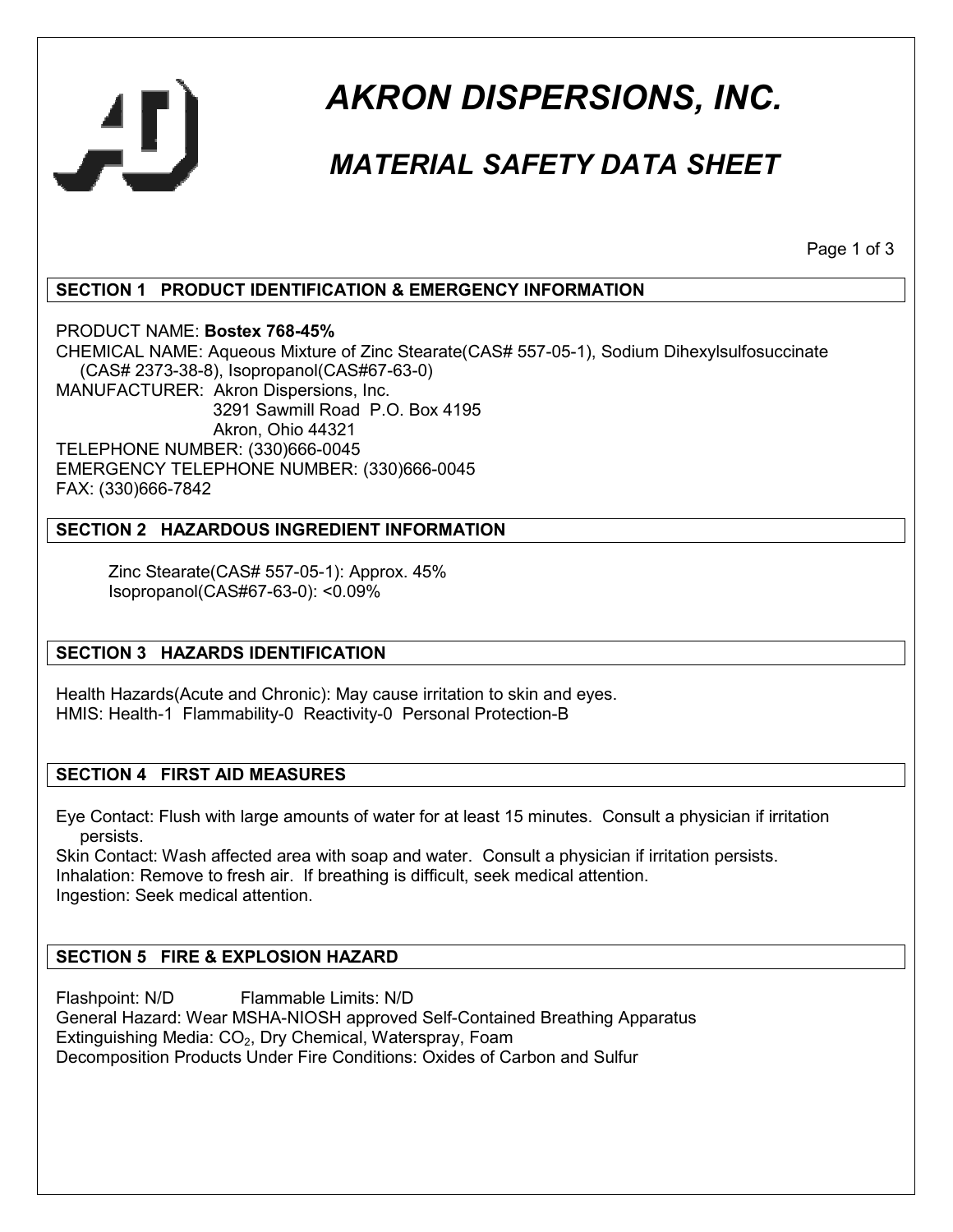# AKRON DISPERSIONS, INC.

## MATERIAL SAFETY DATA SHEET

### SECTION 1 PRODUCT IDENTIFICATION & EMERGENCY INFORMATION

PRODUCT NAME: **Bostex 768-45%**
CHEMICAL NAME: Aqueous Mixture of Zinc Stearate(CAS# 557-05-1), Sodium Dihexylsulfosuccinate (CAS# 2373-38-8), Isopropanol(CAS#67-63-0)
MANUFACTURER: Akron Dispersions, Inc.
3291 Sawmill Road P.O. Box 4195
Akron, Ohio 44321
TELEPHONE NUMBER: (330)666-0045
EMERGENCY TELEPHONE NUMBER: (330)666-0045
FAX: (330)666-7842

### SECTION 2 HAZARDOUS INGREDIENT INFORMATION

Zinc Stearate(CAS# 557-05-1): Approx. 45%
Isopropanol(CAS#67-63-0): <0.09%

### SECTION 3 HAZARDS IDENTIFICATION

Health Hazards(Acute and Chronic): May cause irritation to skin and eyes.
HMIS: Health-1 Flammability-0 Reactivity-0 Personal Protection-B

### SECTION 4 FIRST AID MEASURES

Eye Contact: Flush with large amounts of water for at least 15 minutes. Consult a physician if irritation persists.
Skin Contact: Wash affected area with soap and water. Consult a physician if irritation persists.
Inhalation: Remove to fresh air. If breathing is difficult, seek medical attention.
Ingestion: Seek medical attention.

### SECTION 5 FIRE & EXPLOSION HAZARD

Flashpoint: N/D Flammable Limits: N/D
General Hazard: Wear MSHA-NIOSH approved Self-Contained Breathing Apparatus
Extinguishing Media: $CO_2$, Dry Chemical, Waterspray, Foam
Decomposition Products Under Fire Conditions: Oxides of Carbon and Sulfur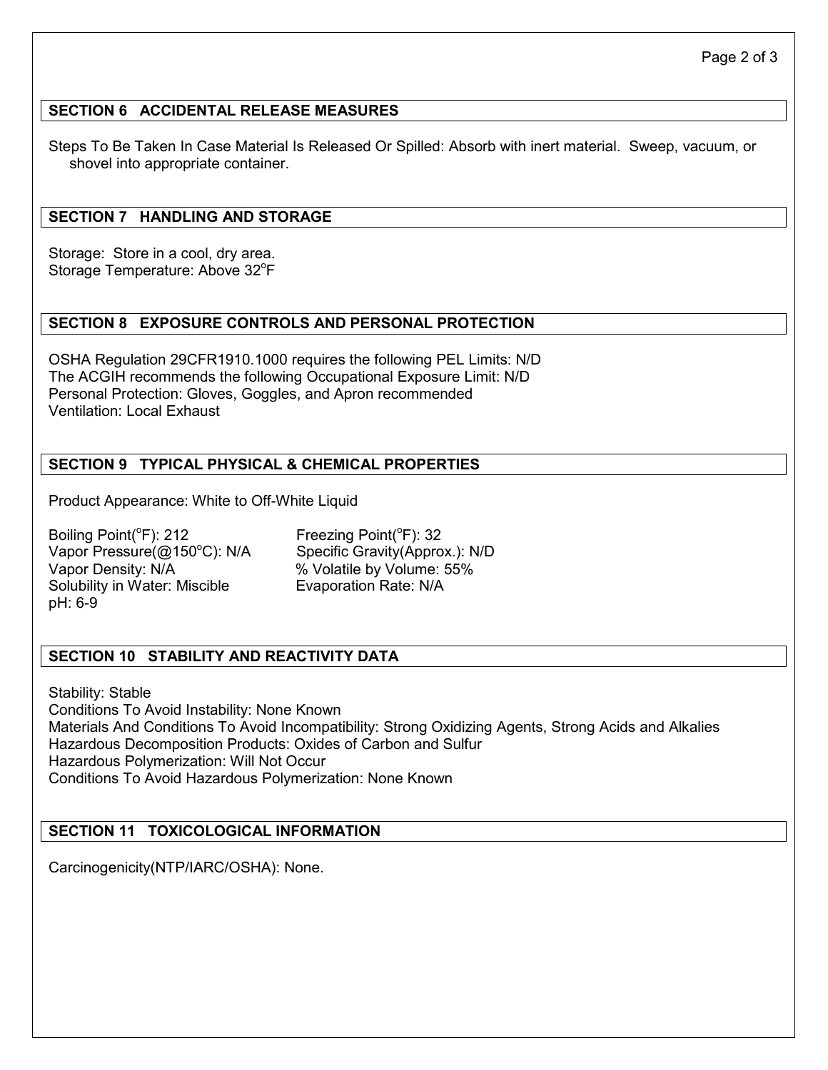## SECTION 6 ACCIDENTAL RELEASE MEASURES

Steps To Be Taken In Case Material Is Released Or Spilled: Absorb with inert material. Sweep, vacuum, or shovel into appropriate container.

## SECTION 7 HANDLING AND STORAGE

Storage: Store in a cool, dry area.
Storage Temperature: Above 32°F

## SECTION 8 EXPOSURE CONTROLS AND PERSONAL PROTECTION

OSHA Regulation 29CFR1910.1000 requires the following PEL Limits: N/D
The ACGIH recommends the following Occupational Exposure Limit: N/D
Personal Protection: Gloves, Goggles, and Apron recommended
Ventilation: Local Exhaust

## SECTION 9 TYPICAL PHYSICAL & CHEMICAL PROPERTIES

Product Appearance: White to Off-White Liquid

Boiling Point(°F): 212
Vapor Pressure(@150°C): N/A
Vapor Density: N/A
Solubility in Water: Miscible
pH: 6-9
Freezing Point(°F): 32
Specific Gravity(Approx.): N/D
% Volatile by Volume: 55%
Evaporation Rate: N/A

## SECTION 10 STABILITY AND REACTIVITY DATA

Stability: Stable
Conditions To Avoid Instability: None Known
Materials And Conditions To Avoid Incompatibility: Strong Oxidizing Agents, Strong Acids and Alkalies
Hazardous Decomposition Products: Oxides of Carbon and Sulfur
Hazardous Polymerization: Will Not Occur
Conditions To Avoid Hazardous Polymerization: None Known

## SECTION 11 TOXICOLOGICAL INFORMATION

Carcinogenicity(NTP/IARC/OSHA): None.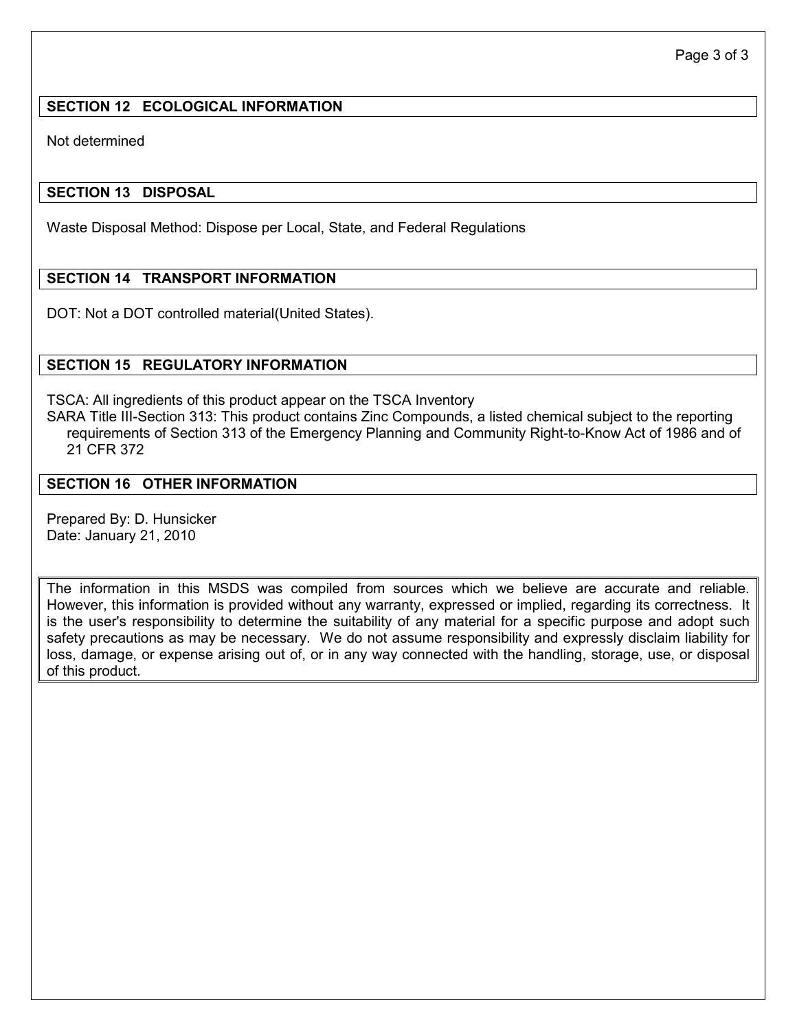## SECTION 12 ECOLOGICAL INFORMATION

Not determined

## SECTION 13 DISPOSAL

Waste Disposal Method: Dispose per Local, State, and Federal Regulations

## SECTION 14 TRANSPORT INFORMATION

DOT: Not a DOT controlled material(United States).

## SECTION 15 REGULATORY INFORMATION

TSCA: All ingredients of this product appear on the TSCA Inventory
SARA Title III-Section 313: This product contains Zinc Compounds, a listed chemical subject to the reporting requirements of Section 313 of the Emergency Planning and Community Right-to-Know Act of 1986 and of 21 CFR 372

## SECTION 16 OTHER INFORMATION

Prepared By: D. Hunsicker
Date: January 21, 2010

The information in this MSDS was compiled from sources which we believe are accurate and reliable. However, this information is provided without any warranty, expressed or implied, regarding its correctness. It is the user's responsibility to determine the suitability of any material for a specific purpose and adopt such safety precautions as may be necessary. We do not assume responsibility and expressly disclaim liability for loss, damage, or expense arising out of, or in any way connected with the handling, storage, use, or disposal of this product.